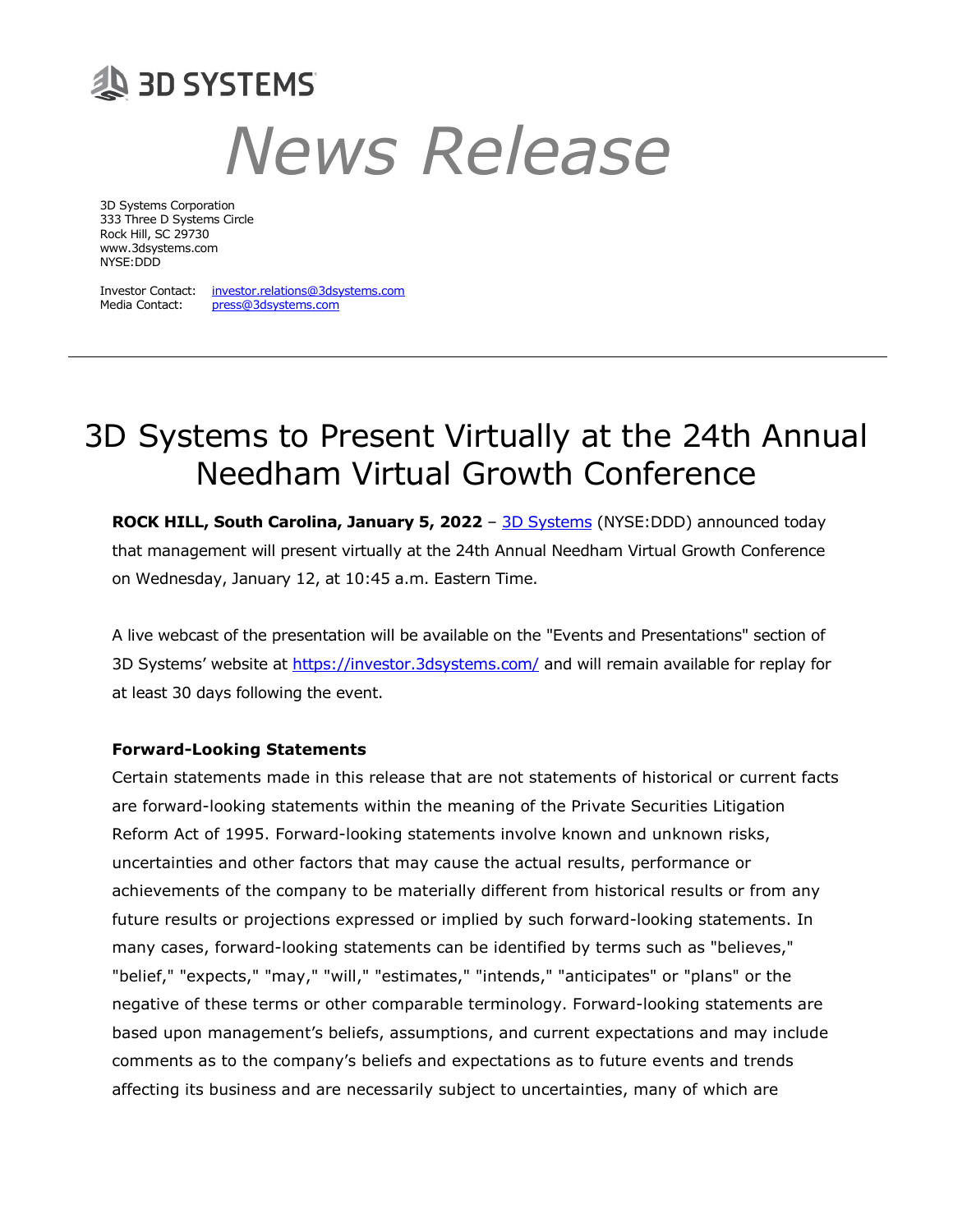3D SYSTEMS

# News Release

3D Systems Corporation
333 Three D Systems Circle
Rock Hill, SC 29730
www.3dsystems.com
NYSE:DDD

Investor Contact: investor.relations@3dsystems.com
Media Contact: press@3dsystems.com

---

# 3D Systems to Present Virtually at the 24th Annual Needham Virtual Growth Conference

**ROCK HILL, South Carolina, January 5, 2022** – 3D Systems (NYSE:DDD) announced today that management will present virtually at the 24th Annual Needham Virtual Growth Conference on Wednesday, January 12, at 10:45 a.m. Eastern Time.

A live webcast of the presentation will be available on the "Events and Presentations" section of 3D Systems' website at https://investor.3dsystems.com/ and will remain available for replay for at least 30 days following the event.

**Forward-Looking Statements**

Certain statements made in this release that are not statements of historical or current facts are forward-looking statements within the meaning of the Private Securities Litigation Reform Act of 1995. Forward-looking statements involve known and unknown risks, uncertainties and other factors that may cause the actual results, performance or achievements of the company to be materially different from historical results or from any future results or projections expressed or implied by such forward-looking statements. In many cases, forward-looking statements can be identified by terms such as "believes," "belief," "expects," "may," "will," "estimates," "intends," "anticipates" or "plans" or the negative of these terms or other comparable terminology. Forward-looking statements are based upon management's beliefs, assumptions, and current expectations and may include comments as to the company's beliefs and expectations as to future events and trends affecting its business and are necessarily subject to uncertainties, many of which are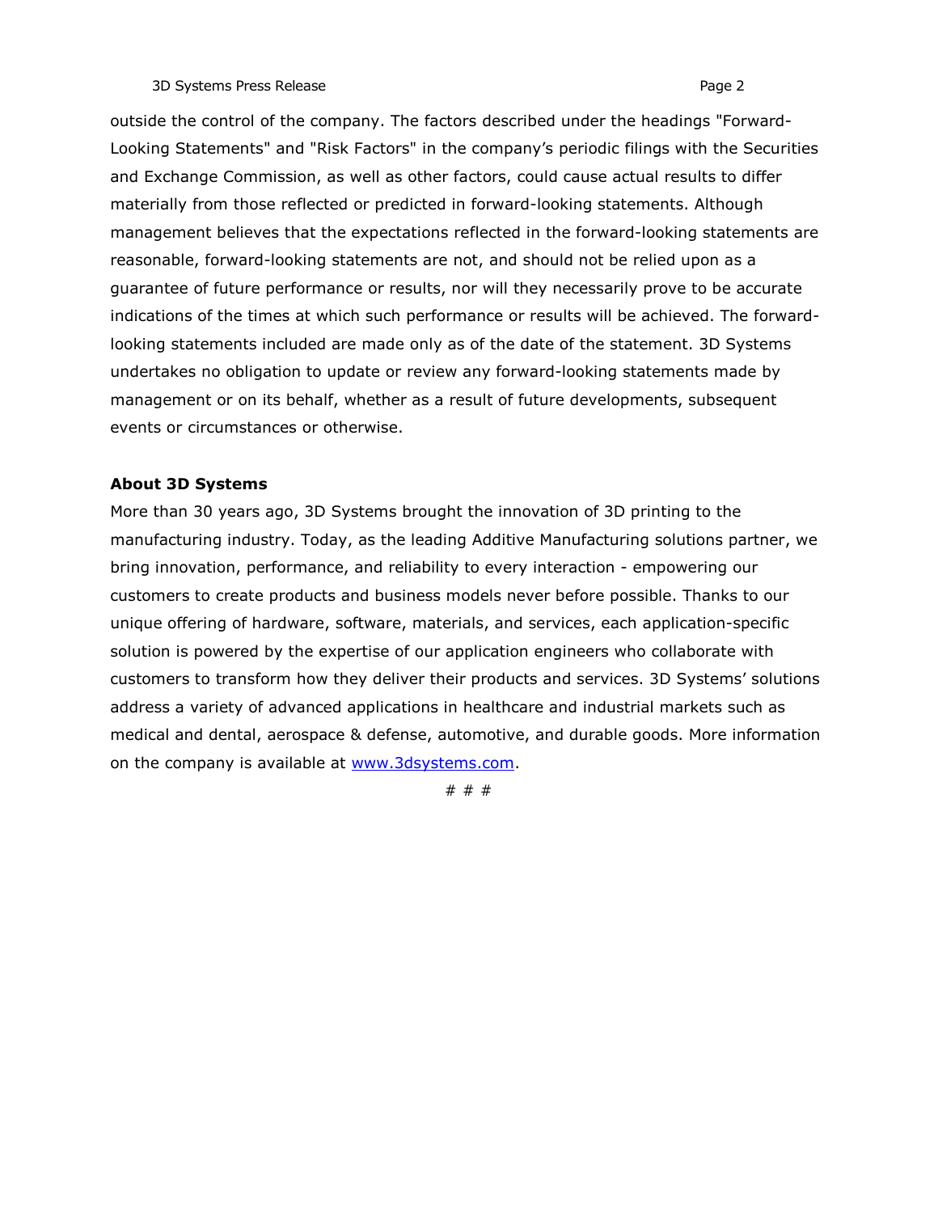outside the control of the company. The factors described under the headings "Forward-Looking Statements" and "Risk Factors" in the company's periodic filings with the Securities and Exchange Commission, as well as other factors, could cause actual results to differ materially from those reflected or predicted in forward-looking statements. Although management believes that the expectations reflected in the forward-looking statements are reasonable, forward-looking statements are not, and should not be relied upon as a guarantee of future performance or results, nor will they necessarily prove to be accurate indications of the times at which such performance or results will be achieved. The forward-looking statements included are made only as of the date of the statement. 3D Systems undertakes no obligation to update or review any forward-looking statements made by management or on its behalf, whether as a result of future developments, subsequent events or circumstances or otherwise.

**About 3D Systems**

More than 30 years ago, 3D Systems brought the innovation of 3D printing to the manufacturing industry. Today, as the leading Additive Manufacturing solutions partner, we bring innovation, performance, and reliability to every interaction - empowering our customers to create products and business models never before possible. Thanks to our unique offering of hardware, software, materials, and services, each application-specific solution is powered by the expertise of our application engineers who collaborate with customers to transform how they deliver their products and services. 3D Systems' solutions address a variety of advanced applications in healthcare and industrial markets such as medical and dental, aerospace & defense, automotive, and durable goods. More information on the company is available at www.3dsystems.com.

# # #